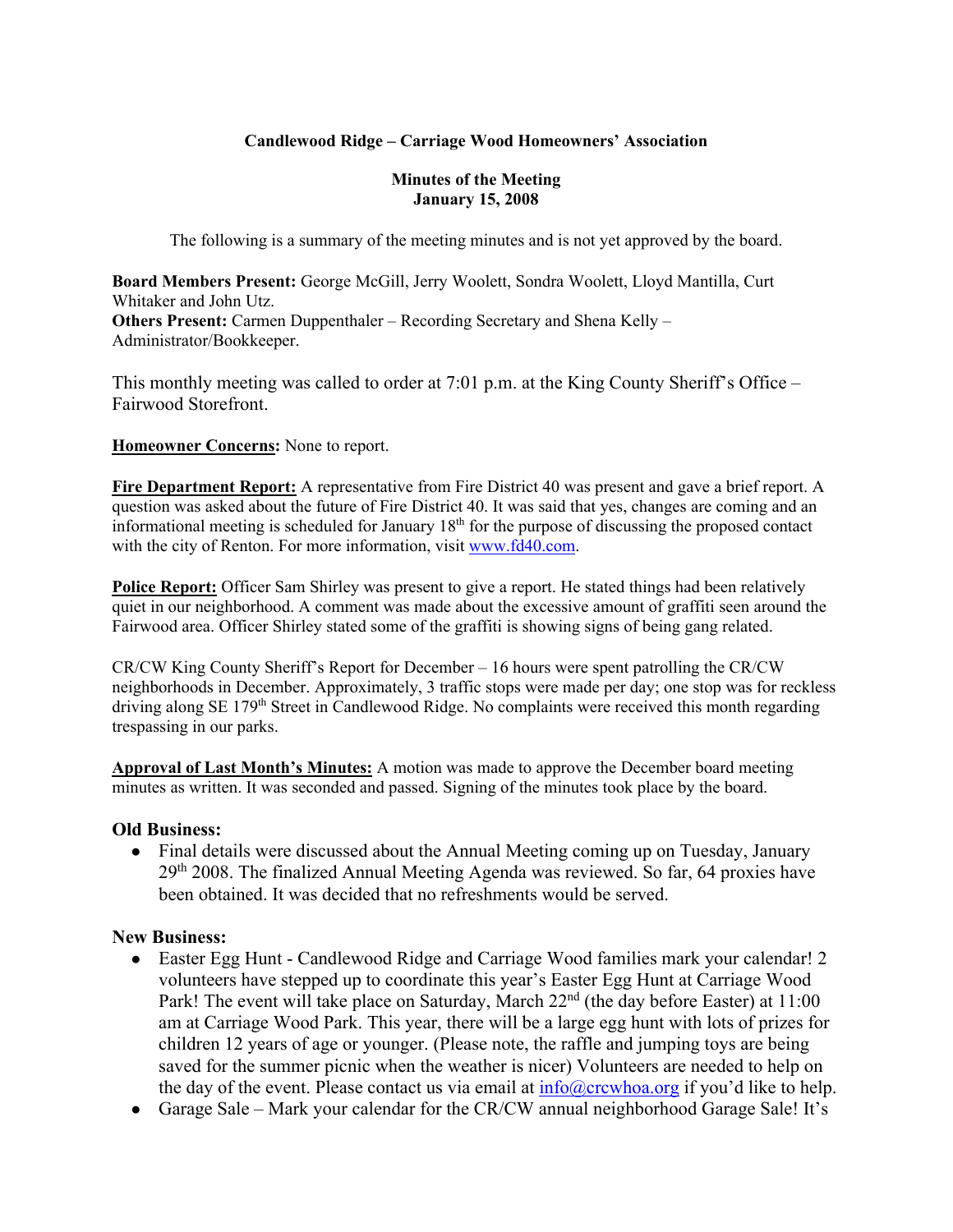**Candlewood Ridge – Carriage Wood Homeowners' Association**

**Minutes of the Meeting**
**January 15, 2008**

The following is a summary of the meeting minutes and is not yet approved by the board.

**Board Members Present:** George McGill, Jerry Woolett, Sondra Woolett, Lloyd Mantilla, Curt Whitaker and John Utz.
**Others Present:** Carmen Duppenthaler – Recording Secretary and Shena Kelly – Administrator/Bookkeeper.

This monthly meeting was called to order at 7:01 p.m. at the King County Sheriff's Office – Fairwood Storefront.

**Homeowner Concerns:** None to report.

**Fire Department Report:** A representative from Fire District 40 was present and gave a brief report. A question was asked about the future of Fire District 40. It was said that yes, changes are coming and an informational meeting is scheduled for January 18th for the purpose of discussing the proposed contact with the city of Renton. For more information, visit www.fd40.com.

**Police Report:** Officer Sam Shirley was present to give a report. He stated things had been relatively quiet in our neighborhood. A comment was made about the excessive amount of graffiti seen around the Fairwood area. Officer Shirley stated some of the graffiti is showing signs of being gang related.

CR/CW King County Sheriff's Report for December – 16 hours were spent patrolling the CR/CW neighborhoods in December. Approximately, 3 traffic stops were made per day; one stop was for reckless driving along SE 179th Street in Candlewood Ridge. No complaints were received this month regarding trespassing in our parks.

**Approval of Last Month's Minutes:** A motion was made to approve the December board meeting minutes as written. It was seconded and passed. Signing of the minutes took place by the board.

## Old Business:

- Final details were discussed about the Annual Meeting coming up on Tuesday, January 29th 2008. The finalized Annual Meeting Agenda was reviewed. So far, 64 proxies have been obtained. It was decided that no refreshments would be served.

## New Business:

- Easter Egg Hunt - Candlewood Ridge and Carriage Wood families mark your calendar! 2 volunteers have stepped up to coordinate this year's Easter Egg Hunt at Carriage Wood Park! The event will take place on Saturday, March 22nd (the day before Easter) at 11:00 am at Carriage Wood Park. This year, there will be a large egg hunt with lots of prizes for children 12 years of age or younger. (Please note, the raffle and jumping toys are being saved for the summer picnic when the weather is nicer) Volunteers are needed to help on the day of the event. Please contact us via email at info@crcwhoa.org if you'd like to help.
- Garage Sale – Mark your calendar for the CR/CW annual neighborhood Garage Sale! It's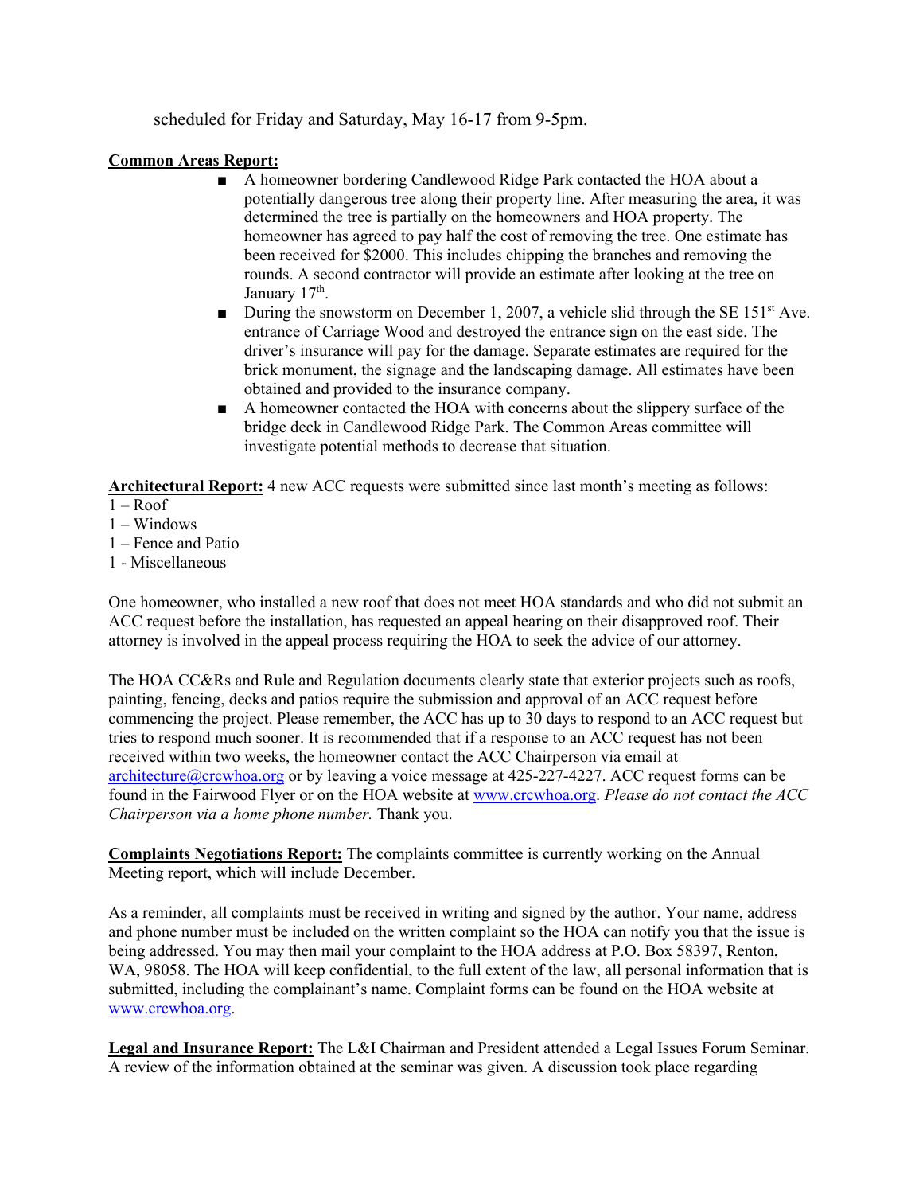scheduled for Friday and Saturday, May 16-17 from 9-5pm.

**Common Areas Report:**

- A homeowner bordering Candlewood Ridge Park contacted the HOA about a potentially dangerous tree along their property line. After measuring the area, it was determined the tree is partially on the homeowners and HOA property. The homeowner has agreed to pay half the cost of removing the tree. One estimate has been received for $2000. This includes chipping the branches and removing the rounds. A second contractor will provide an estimate after looking at the tree on January 17th.
- During the snowstorm on December 1, 2007, a vehicle slid through the SE 151st Ave. entrance of Carriage Wood and destroyed the entrance sign on the east side. The driver's insurance will pay for the damage. Separate estimates are required for the brick monument, the signage and the landscaping damage. All estimates have been obtained and provided to the insurance company.
- A homeowner contacted the HOA with concerns about the slippery surface of the bridge deck in Candlewood Ridge Park. The Common Areas committee will investigate potential methods to decrease that situation.

**Architectural Report:** 4 new ACC requests were submitted since last month's meeting as follows:
1 – Roof
1 – Windows
1 – Fence and Patio
1 - Miscellaneous

One homeowner, who installed a new roof that does not meet HOA standards and who did not submit an ACC request before the installation, has requested an appeal hearing on their disapproved roof. Their attorney is involved in the appeal process requiring the HOA to seek the advice of our attorney.

The HOA CC&Rs and Rule and Regulation documents clearly state that exterior projects such as roofs, painting, fencing, decks and patios require the submission and approval of an ACC request before commencing the project. Please remember, the ACC has up to 30 days to respond to an ACC request but tries to respond much sooner. It is recommended that if a response to an ACC request has not been received within two weeks, the homeowner contact the ACC Chairperson via email at architecture@crcwhoa.org or by leaving a voice message at 425-227-4227. ACC request forms can be found in the Fairwood Flyer or on the HOA website at www.crcwhoa.org. *Please do not contact the ACC Chairperson via a home phone number.* Thank you.

**Complaints Negotiations Report:** The complaints committee is currently working on the Annual Meeting report, which will include December.

As a reminder, all complaints must be received in writing and signed by the author. Your name, address and phone number must be included on the written complaint so the HOA can notify you that the issue is being addressed. You may then mail your complaint to the HOA address at P.O. Box 58397, Renton, WA, 98058. The HOA will keep confidential, to the full extent of the law, all personal information that is submitted, including the complainant's name. Complaint forms can be found on the HOA website at www.crcwhoa.org.

**Legal and Insurance Report:** The L&I Chairman and President attended a Legal Issues Forum Seminar. A review of the information obtained at the seminar was given. A discussion took place regarding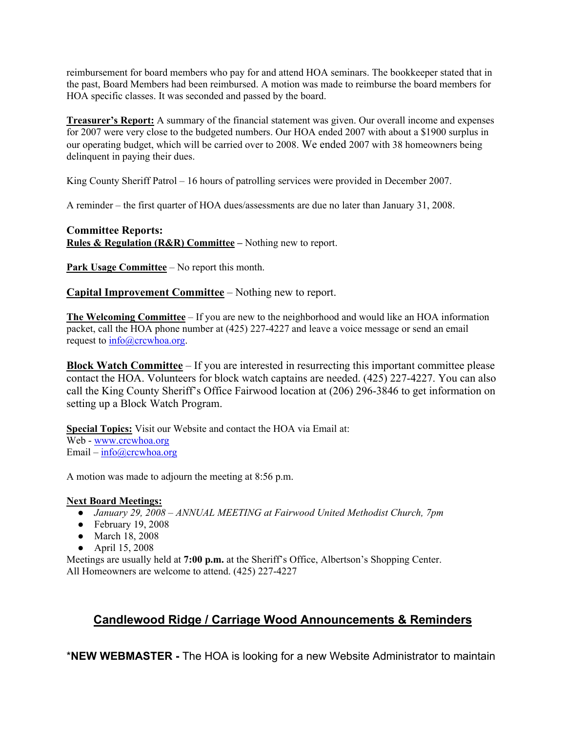reimbursement for board members who pay for and attend HOA seminars. The bookkeeper stated that in the past, Board Members had been reimbursed. A motion was made to reimburse the board members for HOA specific classes. It was seconded and passed by the board.

**Treasurer's Report:** A summary of the financial statement was given. Our overall income and expenses for 2007 were very close to the budgeted numbers. Our HOA ended 2007 with about a $1900 surplus in our operating budget, which will be carried over to 2008. We ended 2007 with 38 homeowners being delinquent in paying their dues.

King County Sheriff Patrol – 16 hours of patrolling services were provided in December 2007.

A reminder – the first quarter of HOA dues/assessments are due no later than January 31, 2008.

### Committee Reports:

**Rules & Regulation (R&R) Committee –** Nothing new to report.

**Park Usage Committee** – No report this month.

**Capital Improvement Committee** – Nothing new to report.

**The Welcoming Committee** – If you are new to the neighborhood and would like an HOA information packet, call the HOA phone number at (425) 227-4227 and leave a voice message or send an email request to info@crcwhoa.org.

**Block Watch Committee** – If you are interested in resurrecting this important committee please contact the HOA. Volunteers for block watch captains are needed. (425) 227-4227. You can also call the King County Sheriff's Office Fairwood location at (206) 296-3846 to get information on setting up a Block Watch Program.

**Special Topics:** Visit our Website and contact the HOA via Email at:
Web - www.crcwhoa.org
Email – info@crcwhoa.org

A motion was made to adjourn the meeting at 8:56 p.m.

**Next Board Meetings:**

- *January 29, 2008 – ANNUAL MEETING at Fairwood United Methodist Church, 7pm*
- February 19, 2008
- March 18, 2008
- April 15, 2008

Meetings are usually held at **7:00 p.m.** at the Sheriff's Office, Albertson's Shopping Center.
All Homeowners are welcome to attend. (425) 227-4227

## Candlewood Ridge / Carriage Wood Announcements & Reminders

***NEW WEBMASTER -** The HOA is looking for a new Website Administrator to maintain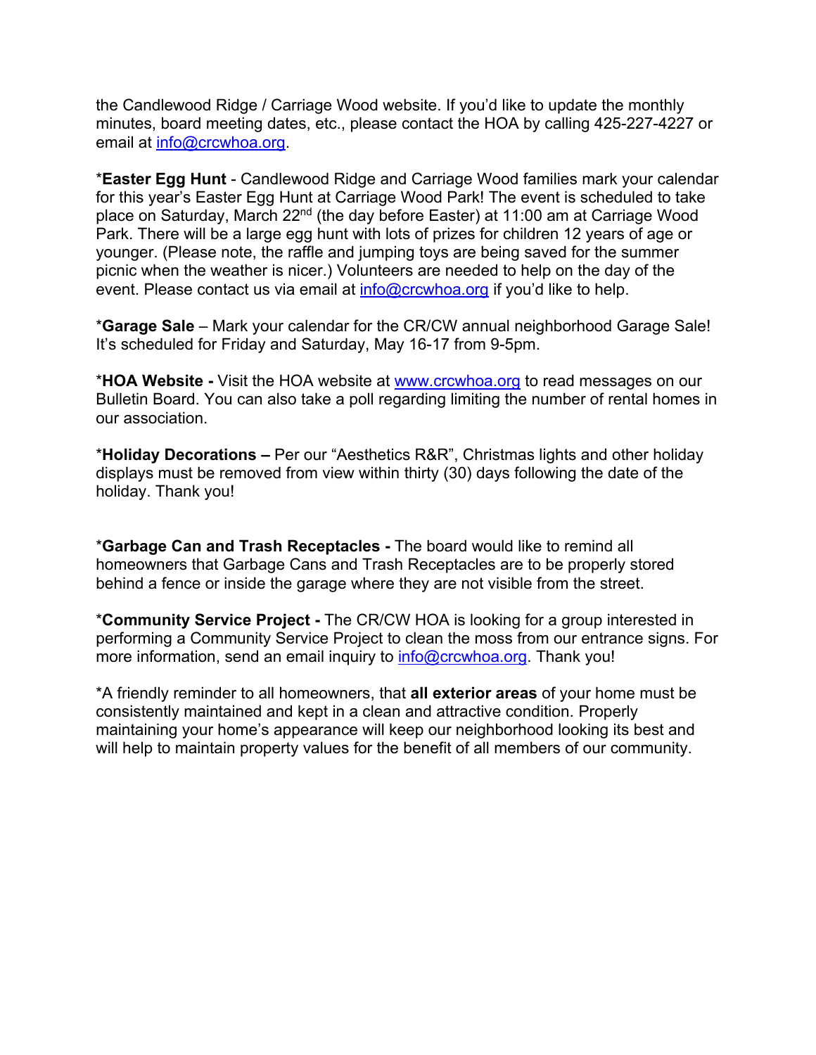the Candlewood Ridge / Carriage Wood website. If you'd like to update the monthly minutes, board meeting dates, etc., please contact the HOA by calling 425-227-4227 or email at info@crcwhoa.org.

*__Easter Egg Hunt__ - Candlewood Ridge and Carriage Wood families mark your calendar for this year's Easter Egg Hunt at Carriage Wood Park! The event is scheduled to take place on Saturday, March 22nd (the day before Easter) at 11:00 am at Carriage Wood Park. There will be a large egg hunt with lots of prizes for children 12 years of age or younger. (Please note, the raffle and jumping toys are being saved for the summer picnic when the weather is nicer.) Volunteers are needed to help on the day of the event. Please contact us via email at info@crcwhoa.org if you'd like to help.

*__Garage Sale__ – Mark your calendar for the CR/CW annual neighborhood Garage Sale! It's scheduled for Friday and Saturday, May 16-17 from 9-5pm.

*__HOA Website -__ Visit the HOA website at www.crcwhoa.org to read messages on our Bulletin Board. You can also take a poll regarding limiting the number of rental homes in our association.

*__Holiday Decorations –__ Per our "Aesthetics R&R", Christmas lights and other holiday displays must be removed from view within thirty (30) days following the date of the holiday. Thank you!

*__Garbage Can and Trash Receptacles -__ The board would like to remind all homeowners that Garbage Cans and Trash Receptacles are to be properly stored behind a fence or inside the garage where they are not visible from the street.

*__Community Service Project -__ The CR/CW HOA is looking for a group interested in performing a Community Service Project to clean the moss from our entrance signs. For more information, send an email inquiry to info@crcwhoa.org. Thank you!

*A friendly reminder to all homeowners, that **all exterior areas** of your home must be consistently maintained and kept in a clean and attractive condition. Properly maintaining your home's appearance will keep our neighborhood looking its best and will help to maintain property values for the benefit of all members of our community.